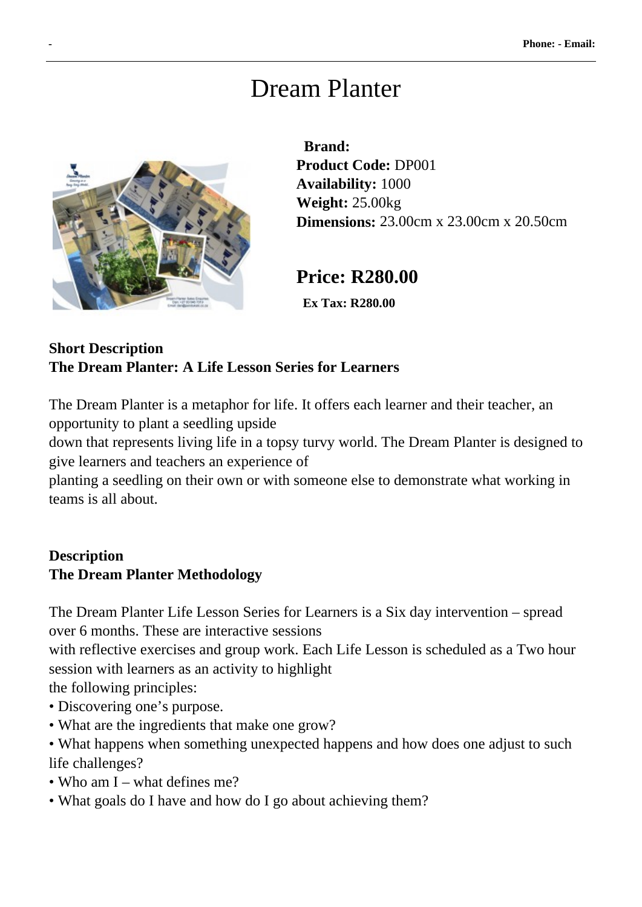# Dream Planter

**Brand:**
**Product Code:** DP001
**Availability:** 1000
**Weight:** 25.00kg
**Dimensions:** 23.00cm x 23.00cm x 20.50cm

## Price: R280.00

**Ex Tax: R280.00**

**Short Description**
**The Dream Planter: A Life Lesson Series for Learners**

The Dream Planter is a metaphor for life. It offers each learner and their teacher, an opportunity to plant a seedling upside down that represents living life in a topsy turvy world. The Dream Planter is designed to give learners and teachers an experience of planting a seedling on their own or with someone else to demonstrate what working in teams is all about.

**Description**
**The Dream Planter Methodology**

The Dream Planter Life Lesson Series for Learners is a Six day intervention – spread over 6 months. These are interactive sessions with reflective exercises and group work. Each Life Lesson is scheduled as a Two hour session with learners as an activity to highlight the following principles:

- Discovering one's purpose.
- What are the ingredients that make one grow?
- What happens when something unexpected happens and how does one adjust to such life challenges?
- Who am I – what defines me?
- What goals do I have and how do I go about achieving them?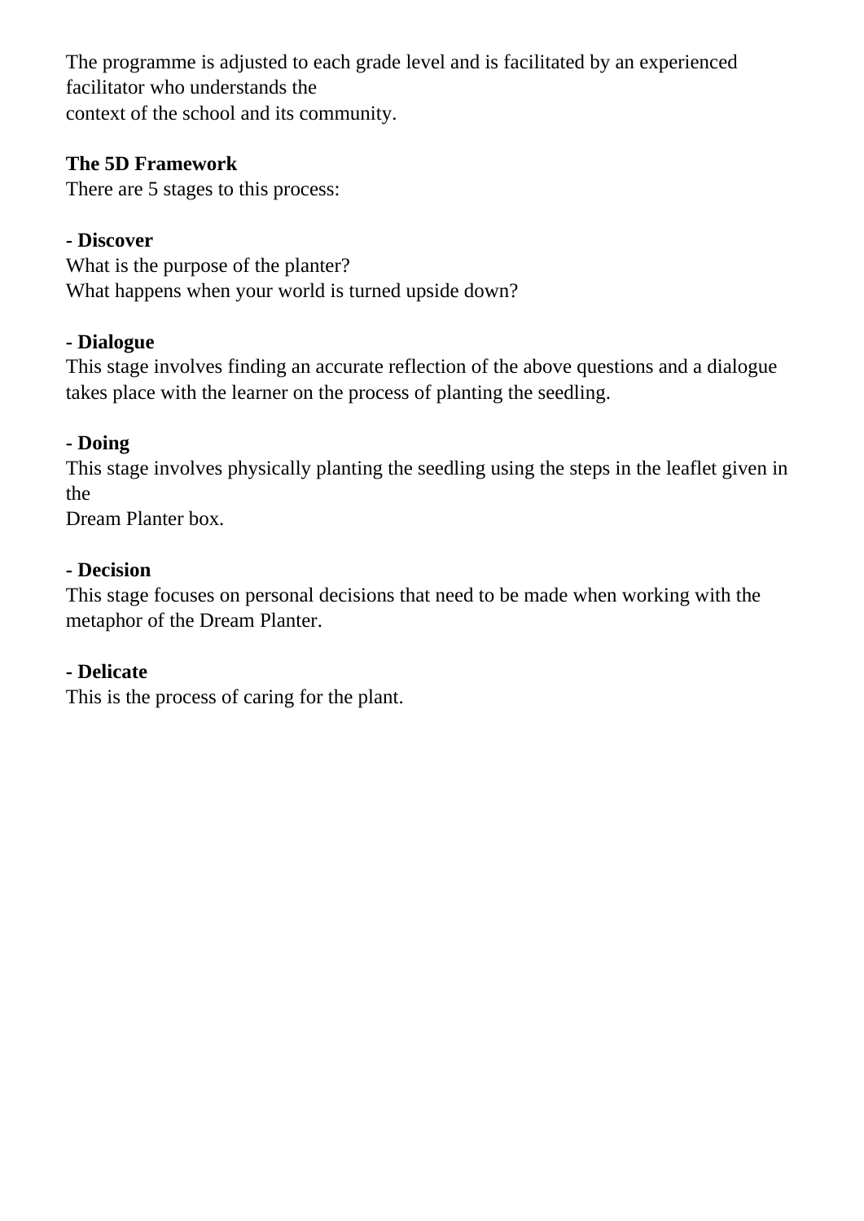The programme is adjusted to each grade level and is facilitated by an experienced facilitator who understands the context of the school and its community.

**The 5D Framework**
There are 5 stages to this process:

**- Discover**
What is the purpose of the planter?
What happens when your world is turned upside down?

**- Dialogue**
This stage involves finding an accurate reflection of the above questions and a dialogue takes place with the learner on the process of planting the seedling.

**- Doing**
This stage involves physically planting the seedling using the steps in the leaflet given in the Dream Planter box.

**- Decision**
This stage focuses on personal decisions that need to be made when working with the metaphor of the Dream Planter.

**- Delicate**
This is the process of caring for the plant.